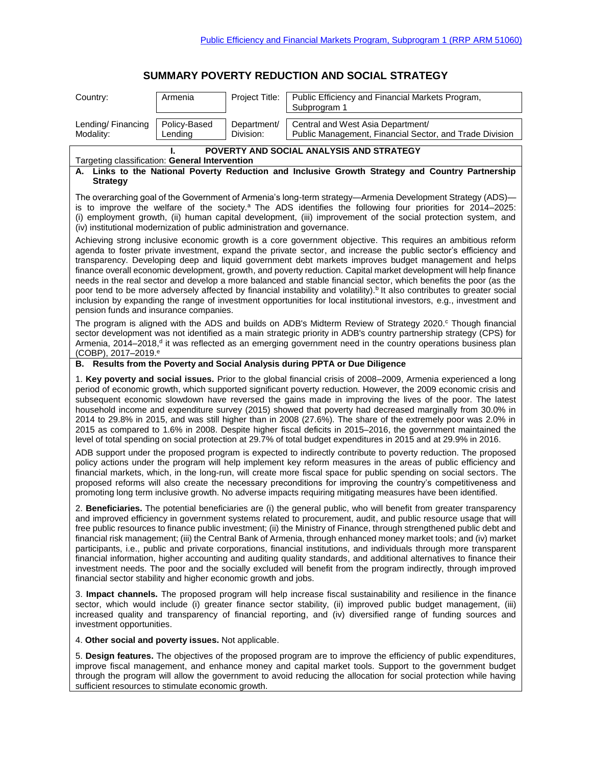Public Efficiency and Financial Markets Program, Subprogram 1 (RRP ARM 51060)

# SUMMARY POVERTY REDUCTION AND SOCIAL STRATEGY

| Country: | Armenia | Project Title: | Public Efficiency and Financial Markets Program, Subprogram 1 |
|---|---|---|---|
| Lending/ Financing Modality: | Policy-Based Lending | Department/ Division: | Central and West Asia Department/ Public Management, Financial Sector, and Trade Division |

## I. POVERTY AND SOCIAL ANALYSIS AND STRATEGY

Targeting classification: **General Intervention**

### A. Links to the National Poverty Reduction and Inclusive Growth Strategy and Country Partnership Strategy

The overarching goal of the Government of Armenia's long-term strategy—Armenia Development Strategy (ADS)—is to improve the welfare of the society.[a] The ADS identifies the following four priorities for 2014–2025: (i) employment growth, (ii) human capital development, (iii) improvement of the social protection system, and (iv) institutional modernization of public administration and governance.

Achieving strong inclusive economic growth is a core government objective. This requires an ambitious reform agenda to foster private investment, expand the private sector, and increase the public sector's efficiency and transparency. Developing deep and liquid government debt markets improves budget management and helps finance overall economic development, growth, and poverty reduction. Capital market development will help finance needs in the real sector and develop a more balanced and stable financial sector, which benefits the poor (as the poor tend to be more adversely affected by financial instability and volatility).[b] It also contributes to greater social inclusion by expanding the range of investment opportunities for local institutional investors, e.g., investment and pension funds and insurance companies.

The program is aligned with the ADS and builds on ADB's Midterm Review of Strategy 2020.[c] Though financial sector development was not identified as a main strategic priority in ADB's country partnership strategy (CPS) for Armenia, 2014–2018,[d] it was reflected as an emerging government need in the country operations business plan (COBP), 2017–2019.[e]

### B. Results from the Poverty and Social Analysis during PPTA or Due Diligence

1. **Key poverty and social issues.** Prior to the global financial crisis of 2008–2009, Armenia experienced a long period of economic growth, which supported significant poverty reduction. However, the 2009 economic crisis and subsequent economic slowdown have reversed the gains made in improving the lives of the poor. The latest household income and expenditure survey (2015) showed that poverty had decreased marginally from 30.0% in 2014 to 29.8% in 2015, and was still higher than in 2008 (27.6%). The share of the extremely poor was 2.0% in 2015 as compared to 1.6% in 2008. Despite higher fiscal deficits in 2015–2016, the government maintained the level of total spending on social protection at 29.7% of total budget expenditures in 2015 and at 29.9% in 2016.

ADB support under the proposed program is expected to indirectly contribute to poverty reduction. The proposed policy actions under the program will help implement key reform measures in the areas of public efficiency and financial markets, which, in the long-run, will create more fiscal space for public spending on social sectors. The proposed reforms will also create the necessary preconditions for improving the country's competitiveness and promoting long term inclusive growth. No adverse impacts requiring mitigating measures have been identified.

2. **Beneficiaries.** The potential beneficiaries are (i) the general public, who will benefit from greater transparency and improved efficiency in government systems related to procurement, audit, and public resource usage that will free public resources to finance public investment; (ii) the Ministry of Finance, through strengthened public debt and financial risk management; (iii) the Central Bank of Armenia, through enhanced money market tools; and (iv) market participants, i.e., public and private corporations, financial institutions, and individuals through more transparent financial information, higher accounting and auditing quality standards, and additional alternatives to finance their investment needs. The poor and the socially excluded will benefit from the program indirectly, through improved financial sector stability and higher economic growth and jobs.

3. **Impact channels.** The proposed program will help increase fiscal sustainability and resilience in the finance sector, which would include (i) greater finance sector stability, (ii) improved public budget management, (iii) increased quality and transparency of financial reporting, and (iv) diversified range of funding sources and investment opportunities.

4. **Other social and poverty issues.** Not applicable.

5. **Design features.** The objectives of the proposed program are to improve the efficiency of public expenditures, improve fiscal management, and enhance money and capital market tools. Support to the government budget through the program will allow the government to avoid reducing the allocation for social protection while having sufficient resources to stimulate economic growth.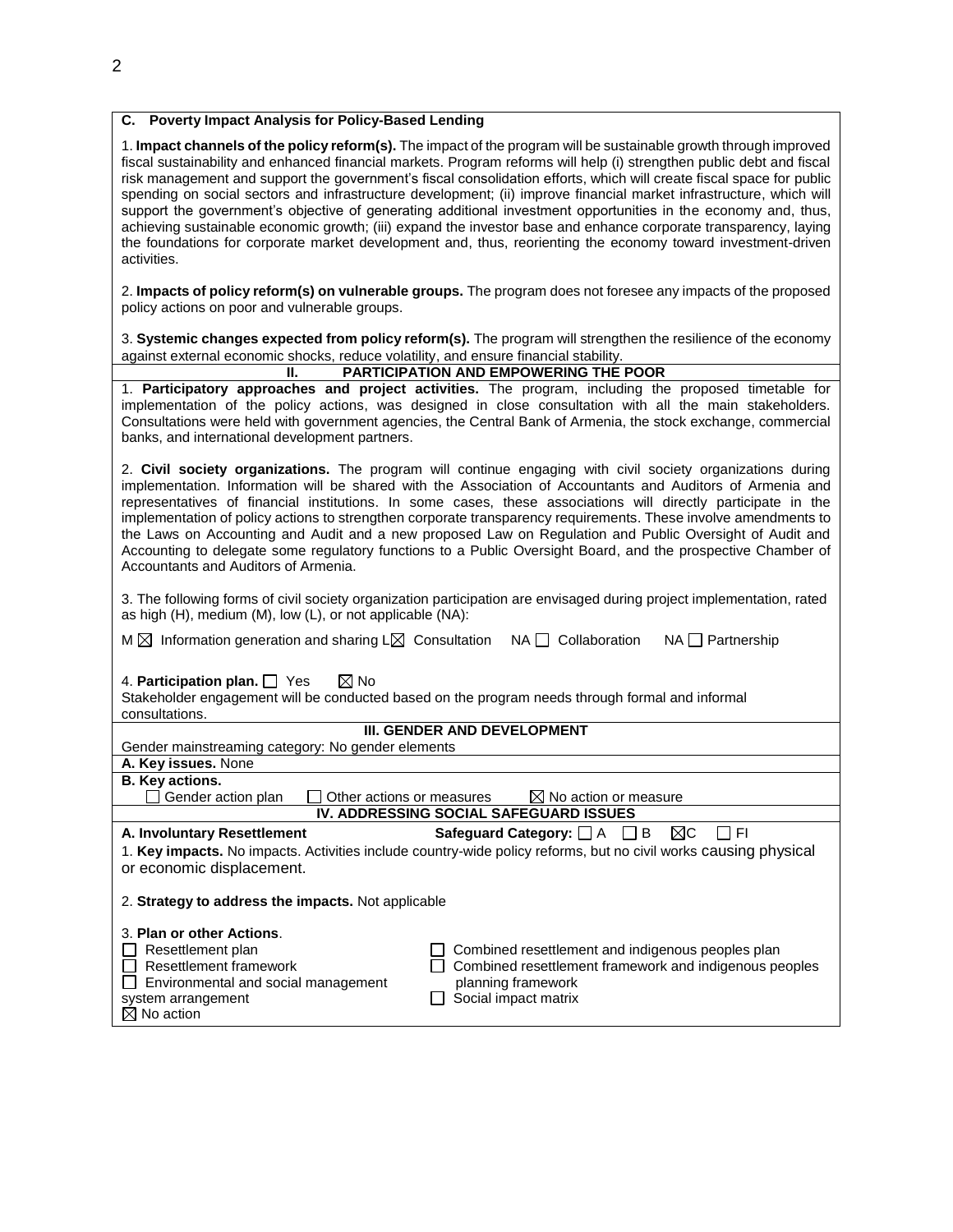### C. Poverty Impact Analysis for Policy-Based Lending

1. **Impact channels of the policy reform(s).** The impact of the program will be sustainable growth through improved fiscal sustainability and enhanced financial markets. Program reforms will help (i) strengthen public debt and fiscal risk management and support the government's fiscal consolidation efforts, which will create fiscal space for public spending on social sectors and infrastructure development; (ii) improve financial market infrastructure, which will support the government's objective of generating additional investment opportunities in the economy and, thus, achieving sustainable economic growth; (iii) expand the investor base and enhance corporate transparency, laying the foundations for corporate market development and, thus, reorienting the economy toward investment-driven activities.

2. **Impacts of policy reform(s) on vulnerable groups.** The program does not foresee any impacts of the proposed policy actions on poor and vulnerable groups.

3. **Systemic changes expected from policy reform(s).** The program will strengthen the resilience of the economy against external economic shocks, reduce volatility, and ensure financial stability.

## II. PARTICIPATION AND EMPOWERING THE POOR

1. **Participatory approaches and project activities.** The program, including the proposed timetable for implementation of the policy actions, was designed in close consultation with all the main stakeholders. Consultations were held with government agencies, the Central Bank of Armenia, the stock exchange, commercial banks, and international development partners.

2. **Civil society organizations.** The program will continue engaging with civil society organizations during implementation. Information will be shared with the Association of Accountants and Auditors of Armenia and representatives of financial institutions. In some cases, these associations will directly participate in the implementation of policy actions to strengthen corporate transparency requirements. These involve amendments to the Laws on Accounting and Audit and a new proposed Law on Regulation and Public Oversight of Audit and Accounting to delegate some regulatory functions to a Public Oversight Board, and the prospective Chamber of Accountants and Auditors of Armenia.

3. The following forms of civil society organization participation are envisaged during project implementation, rated as high (H), medium (M), low (L), or not applicable (NA):

M ☒ Information generation and sharing L☒ Consultation NA ☐ Collaboration NA ☐ Partnership

4. **Participation plan.** ☐ Yes ☒ No

Stakeholder engagement will be conducted based on the program needs through formal and informal consultations.

## III. GENDER AND DEVELOPMENT

Gender mainstreaming category: No gender elements

**A. Key issues.** None

**B. Key actions.**

☐ Gender action plan ☐ Other actions or measures ☒ No action or measure

## IV. ADDRESSING SOCIAL SAFEGUARD ISSUES

**A. Involuntary Resettlement** **Safeguard Category:** ☐ A ☐ B ☒C ☐ FI

1. **Key impacts.** No impacts. Activities include country-wide policy reforms, but no civil works causing physical or economic displacement.

2. **Strategy to address the impacts.** Not applicable

3. **Plan or other Actions**.

☐ Resettlement plan
☐ Resettlement framework
☐ Environmental and social management system arrangement
☒ No action
☐ Combined resettlement and indigenous peoples plan
☐ Combined resettlement framework and indigenous peoples planning framework
☐ Social impact matrix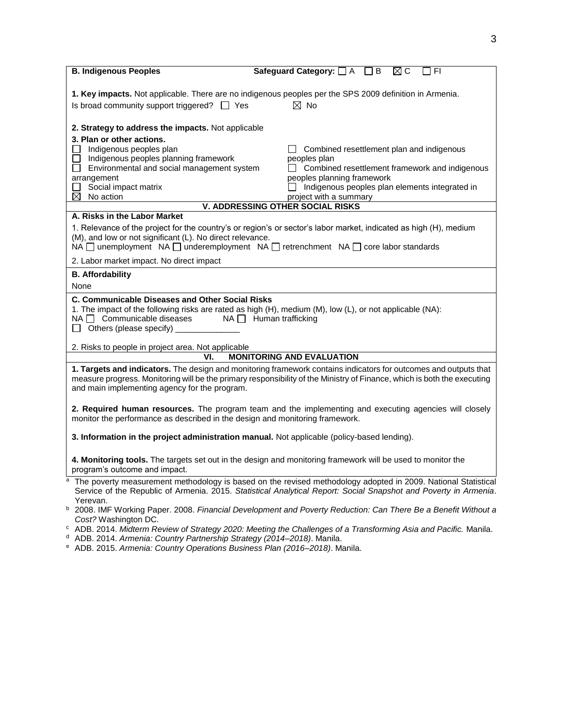**B. Indigenous Peoples** **Safeguard Category:** ☐ A ☐ B ☒ C ☐ FI

**1. Key impacts.** Not applicable. There are no indigenous peoples per the SPS 2009 definition in Armenia.

Is broad community support triggered? ☐ Yes ☒ No

**2. Strategy to address the impacts.** Not applicable

**3. Plan or other actions.**

☐ Indigenous peoples plan
☐ Indigenous peoples planning framework
☐ Environmental and social management system arrangement
☐ Social impact matrix
☒ No action
☐ Combined resettlement plan and indigenous peoples plan
☐ Combined resettlement framework and indigenous peoples planning framework
☐ Indigenous peoples plan elements integrated in project with a summary

## V. ADDRESSING OTHER SOCIAL RISKS

**A. Risks in the Labor Market**

1. Relevance of the project for the country's or region's or sector's labor market, indicated as high (H), medium (M), and low or not significant (L). No direct relevance.
NA ☐ unemployment NA ☐ underemployment NA ☐ retrenchment NA ☐ core labor standards

2. Labor market impact. No direct impact

**B. Affordability**

None

**C. Communicable Diseases and Other Social Risks**

1. The impact of the following risks are rated as high (H), medium (M), low (L), or not applicable (NA):
NA ☐ Communicable diseases NA ☐ Human trafficking
☐ Others (please specify) ______________

2. Risks to people in project area. Not applicable

## VI. MONITORING AND EVALUATION

**1. Targets and indicators.** The design and monitoring framework contains indicators for outcomes and outputs that measure progress. Monitoring will be the primary responsibility of the Ministry of Finance, which is both the executing and main implementing agency for the program.

**2. Required human resources.** The program team and the implementing and executing agencies will closely monitor the performance as described in the design and monitoring framework.

**3. Information in the project administration manual.** Not applicable (policy-based lending).

**4. Monitoring tools.** The targets set out in the design and monitoring framework will be used to monitor the program's outcome and impact.

[a] The poverty measurement methodology is based on the revised methodology adopted in 2009. National Statistical Service of the Republic of Armenia. 2015. *Statistical Analytical Report: Social Snapshot and Poverty in Armenia*. Yerevan.
[b] 2008. IMF Working Paper. 2008. *Financial Development and Poverty Reduction: Can There Be a Benefit Without a Cost?* Washington DC.
[c] ADB. 2014. *Midterm Review of Strategy 2020: Meeting the Challenges of a Transforming Asia and Pacific.* Manila.
[d] ADB. 2014. *Armenia: Country Partnership Strategy (2014–2018)*. Manila.
[e] ADB. 2015. *Armenia: Country Operations Business Plan (2016–2018)*. Manila.